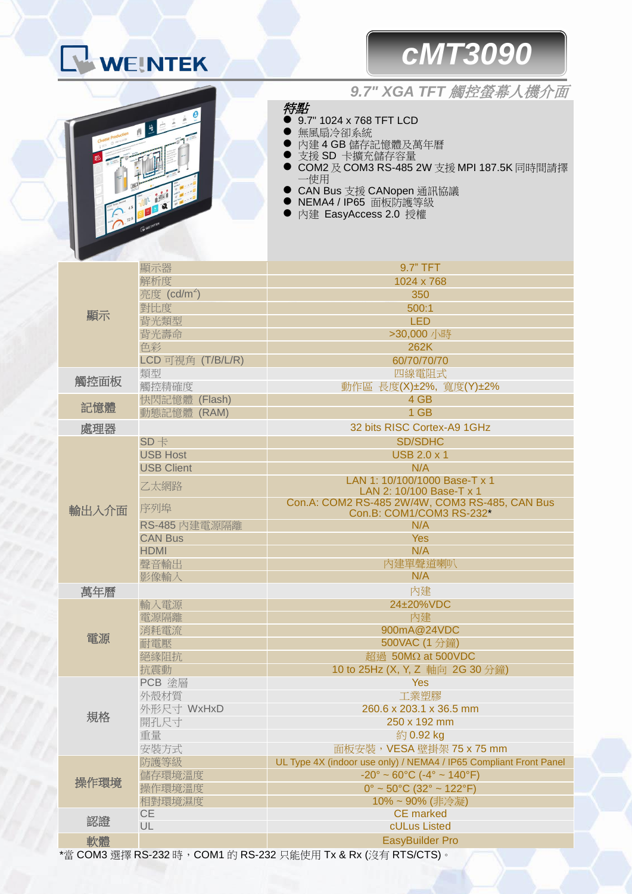WEINTEK

# cMT3090

## *9.7" XGA TFT 觸控螢幕人機介面*

### *特點*

- 9.7" 1024 x 768 TFT LCD
- 無風扇冷卻系統
- 內建 4 GB 儲存記憶體及萬年曆
- 支援 SD 卡擴充儲存容量
- COM2 及 COM3 RS-485 2W 支援 MPI 187.5K 同時間請擇一使用
- CAN Bus 支援 CANopen 通訊協議
- NEMA4 / IP65 面板防護等級
- 內建 EasyAccess 2.0 授權

| | | |
|---|---|---|
| 顯示 | 顯示器 | 9.7" TFT |
| | 解析度 | 1024 x 768 |
| | 亮度 (cd/m²) | 350 |
| | 對比度 | 500:1 |
| | 背光類型 | LED |
| | 背光壽命 | >30,000 小時 |
| | 色彩 | 262K |
| | LCD 可視角 (T/B/L/R) | 60/70/70/70 |
| 觸控面板 | 類型 | 四線電阻式 |
| | 觸控精確度 | 動作區 長度(X)±2%, 寬度(Y)±2% |
| 記憶體 | 快閃記憶體 (Flash) | 4 GB |
| | 動態記憶體 (RAM) | 1 GB |
| 處理器 | | 32 bits RISC Cortex-A9 1GHz |
| 輸出入介面 | SD 卡 | SD/SDHC |
| | USB Host | USB 2.0 x 1 |
| | USB Client | N/A |
| | 乙太網路 | LAN 1: 10/100/1000 Base-T x 1<br>LAN 2: 10/100 Base-T x 1 |
| | 序列埠 | Con.A: COM2 RS-485 2W/4W, COM3 RS-485, CAN Bus<br>Con.B: COM1/COM3 RS-232* |
| | RS-485 內建電源隔離 | N/A |
| | CAN Bus | Yes |
| | HDMI | N/A |
| | 聲音輸出 | 內建單聲道喇叭 |
| | 影像輸入 | N/A |
| 萬年曆 | | 內建 |
| 電源 | 輸入電源 | 24±20%VDC |
| | 電源隔離 | 內建 |
| | 消耗電流 | 900mA@24VDC |
| | 耐電壓 | 500VAC (1 分鐘) |
| | 絕緣阻抗 | 超過 50MΩ at 500VDC |
| | 抗震動 | 10 to 25Hz (X, Y, Z 軸向 2G 30 分鐘) |
| 規格 | PCB 塗層 | Yes |
| | 外殼材質 | 工業塑膠 |
| | 外形尺寸 WxHxD | 260.6 x 203.1 x 36.5 mm |
| | 開孔尺寸 | 250 x 192 mm |
| | 重量 | 約 0.92 kg |
| | 安裝方式 | 面板安裝，VESA 壁掛架 75 x 75 mm |
| 操作環境 | 防護等級 | UL Type 4X (indoor use only) / NEMA4 / IP65 Compliant Front Panel |
| | 儲存環境溫度 | -20° ~ 60°C (-4° ~ 140°F) |
| | 操作環境溫度 | 0° ~ 50°C (32° ~ 122°F) |
| | 相對環境濕度 | 10% ~ 90% (非冷凝) |
| 認證 | CE | CE marked |
| | UL | cULus Listed |
| 軟體 | | EasyBuilder Pro |

*當 COM3 選擇 RS-232 時，COM1 的 RS-232 只能使用 Tx & Rx (沒有 RTS/CTS)。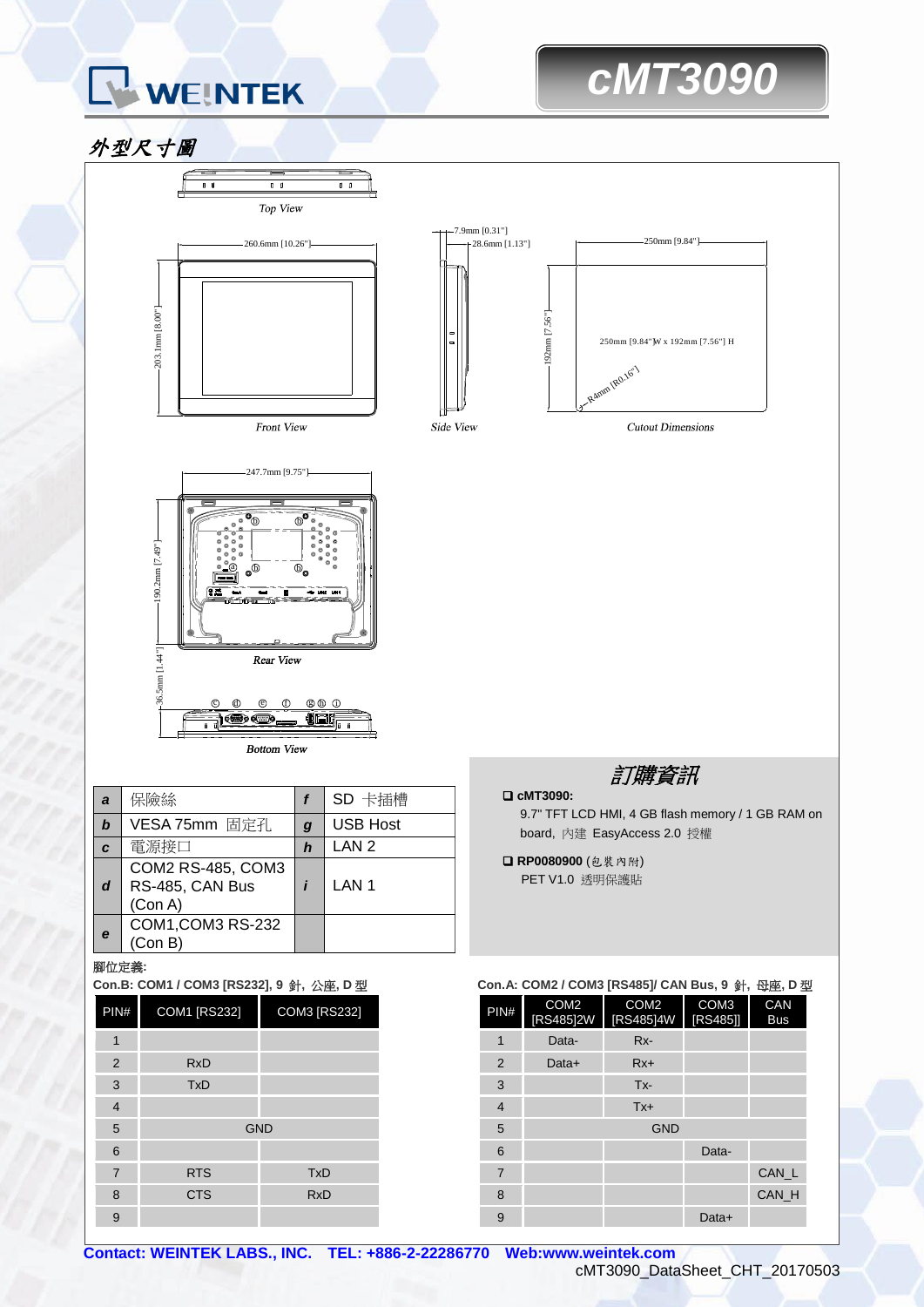## 外型尺寸圖

Top View

260.6mm [10.26"]

203.1mm [8.00"]

Front View

7.9mm [0.31"]

28.6mm [1.13"]

Side View

250mm [9.84"]

192mm [7.56"]

250mm [9.84"]W x 192mm [7.56"] H

R4mm [R0.16"]

Cutout Dimensions

247.7mm [9.75"]

190.2mm [7.49"]

Rear View

36.5mm [1.44"]

Bottom View

| | | | |
|---|---|---|---|
| **a** | 保險絲 | **f** | SD 卡插槽 |
| **b** | VESA 75mm 固定孔 | **g** | USB Host |
| **c** | 電源接口 | **h** | LAN 2 |
| **d** | COM2 RS-485, COM3 RS-485, CAN Bus (Con A) | **i** | LAN 1 |
| **e** | COM1,COM3 RS-232 (Con B) | | |

## 訂購資訊

- **cMT3090:**
  9.7" TFT LCD HMI, 4 GB flash memory / 1 GB RAM on board, 內建 EasyAccess 2.0 授權
- **RP0080900** (包裝內附)
  PET V1.0 透明保護貼

**腳位定義:**

**Con.B: COM1 / COM3 [RS232], 9 針, 公座, D 型**

| PIN# | COM1 [RS232] | COM3 [RS232] |
|---|---|---|
| 1 | | |
| 2 | RxD | |
| 3 | TxD | |
| 4 | | |
| 5 | GND | |
| 6 | | |
| 7 | RTS | TxD |
| 8 | CTS | RxD |
| 9 | | |

**Con.A: COM2 / COM3 [RS485]/ CAN Bus, 9 針, 母座, D 型**

| PIN# | COM2 [RS485]2W | COM2 [RS485]4W | COM3 [RS485]] | CAN Bus |
|---|---|---|---|---|
| 1 | Data- | Rx- | | |
| 2 | Data+ | Rx+ | | |
| 3 | | Tx- | | |
| 4 | | Tx+ | | |
| 5 | GND | | | |
| 6 | | | Data- | |
| 7 | | | | CAN_L |
| 8 | | | | CAN_H |
| 9 | | | Data+ | |

**Contact: WEINTEK LABS., INC. TEL: +886-2-22286770 Web:www.weintek.com**

cMT3090_DataSheet_CHT_20170503